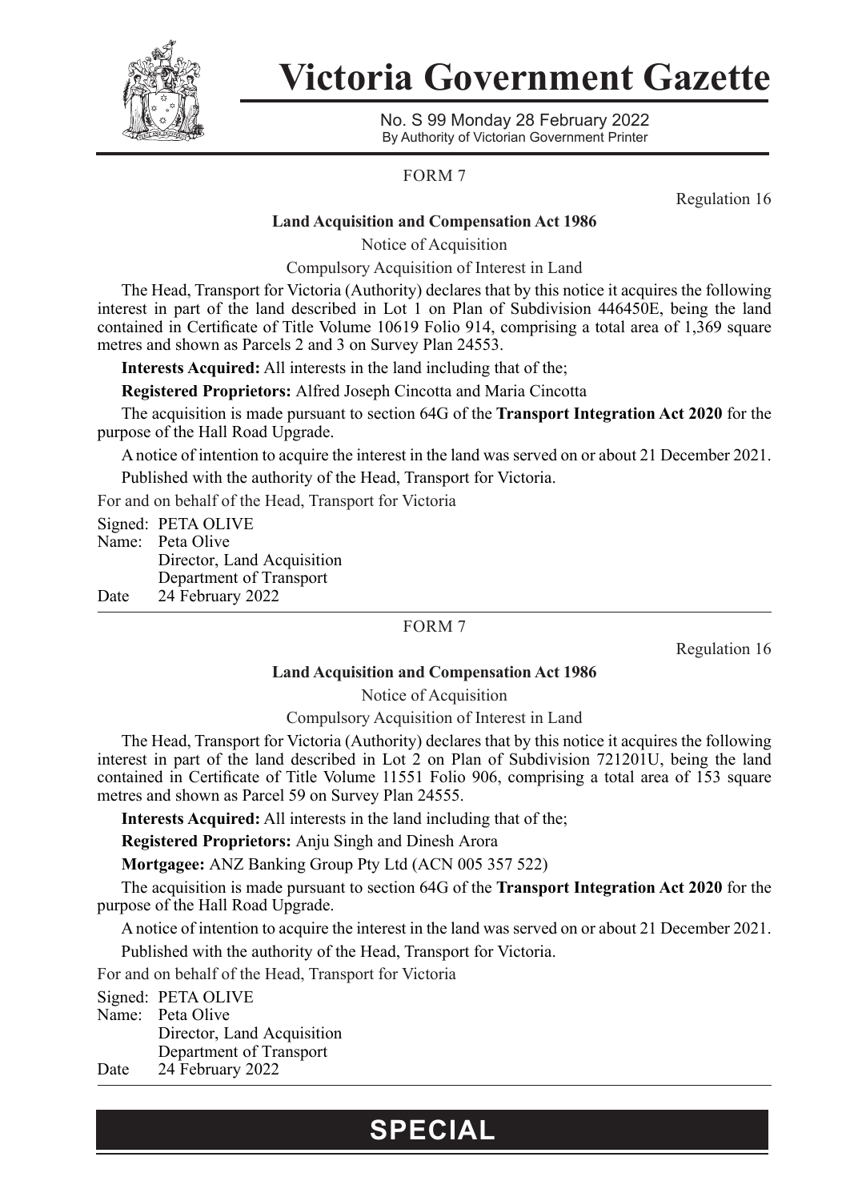# Victoria Government Gazette

No. S 99 Monday 28 February 2022
By Authority of Victorian Government Printer

FORM 7

Regulation 16

**Land Acquisition and Compensation Act 1986**

Notice of Acquisition

Compulsory Acquisition of Interest in Land

The Head, Transport for Victoria (Authority) declares that by this notice it acquires the following interest in part of the land described in Lot 1 on Plan of Subdivision 446450E, being the land contained in Certificate of Title Volume 10619 Folio 914, comprising a total area of 1,369 square metres and shown as Parcels 2 and 3 on Survey Plan 24553.

**Interests Acquired:** All interests in the land including that of the;

**Registered Proprietors:** Alfred Joseph Cincotta and Maria Cincotta

The acquisition is made pursuant to section 64G of the **Transport Integration Act 2020** for the purpose of the Hall Road Upgrade.

A notice of intention to acquire the interest in the land was served on or about 21 December 2021.

Published with the authority of the Head, Transport for Victoria.

For and on behalf of the Head, Transport for Victoria

Signed: PETA OLIVE
Name: Peta Olive
Director, Land Acquisition
Department of Transport
Date 24 February 2022

---

FORM 7

Regulation 16

**Land Acquisition and Compensation Act 1986**

Notice of Acquisition

Compulsory Acquisition of Interest in Land

The Head, Transport for Victoria (Authority) declares that by this notice it acquires the following interest in part of the land described in Lot 2 on Plan of Subdivision 721201U, being the land contained in Certificate of Title Volume 11551 Folio 906, comprising a total area of 153 square metres and shown as Parcel 59 on Survey Plan 24555.

**Interests Acquired:** All interests in the land including that of the;

**Registered Proprietors:** Anju Singh and Dinesh Arora

**Mortgagee:** ANZ Banking Group Pty Ltd (ACN 005 357 522)

The acquisition is made pursuant to section 64G of the **Transport Integration Act 2020** for the purpose of the Hall Road Upgrade.

A notice of intention to acquire the interest in the land was served on or about 21 December 2021.

Published with the authority of the Head, Transport for Victoria.

For and on behalf of the Head, Transport for Victoria

Signed: PETA OLIVE
Name: Peta Olive
Director, Land Acquisition
Department of Transport
Date 24 February 2022

**SPECIAL**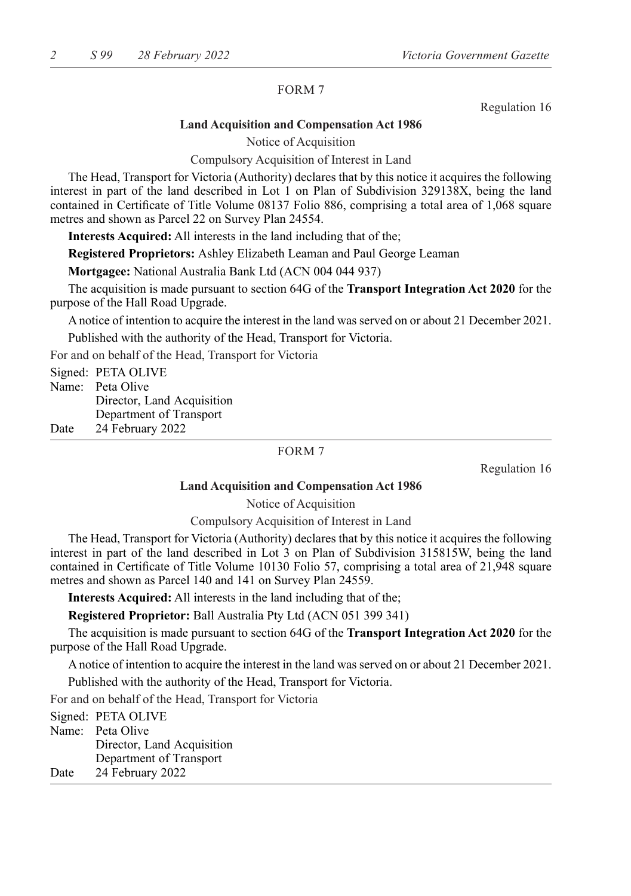FORM 7

Regulation 16

**Land Acquisition and Compensation Act 1986**

Notice of Acquisition

Compulsory Acquisition of Interest in Land

The Head, Transport for Victoria (Authority) declares that by this notice it acquires the following interest in part of the land described in Lot 1 on Plan of Subdivision 329138X, being the land contained in Certificate of Title Volume 08137 Folio 886, comprising a total area of 1,068 square metres and shown as Parcel 22 on Survey Plan 24554.

**Interests Acquired:** All interests in the land including that of the;

**Registered Proprietors:** Ashley Elizabeth Leaman and Paul George Leaman

**Mortgagee:** National Australia Bank Ltd (ACN 004 044 937)

The acquisition is made pursuant to section 64G of the **Transport Integration Act 2020** for the purpose of the Hall Road Upgrade.

A notice of intention to acquire the interest in the land was served on or about 21 December 2021.

Published with the authority of the Head, Transport for Victoria.

For and on behalf of the Head, Transport for Victoria

Signed: PETA OLIVE
Name: Peta Olive
Director, Land Acquisition
Department of Transport
Date 24 February 2022

---

FORM 7

Regulation 16

**Land Acquisition and Compensation Act 1986**

Notice of Acquisition

Compulsory Acquisition of Interest in Land

The Head, Transport for Victoria (Authority) declares that by this notice it acquires the following interest in part of the land described in Lot 3 on Plan of Subdivision 315815W, being the land contained in Certificate of Title Volume 10130 Folio 57, comprising a total area of 21,948 square metres and shown as Parcel 140 and 141 on Survey Plan 24559.

**Interests Acquired:** All interests in the land including that of the;

**Registered Proprietor:** Ball Australia Pty Ltd (ACN 051 399 341)

The acquisition is made pursuant to section 64G of the **Transport Integration Act 2020** for the purpose of the Hall Road Upgrade.

A notice of intention to acquire the interest in the land was served on or about 21 December 2021.

Published with the authority of the Head, Transport for Victoria.

For and on behalf of the Head, Transport for Victoria

Signed: PETA OLIVE
Name: Peta Olive
Director, Land Acquisition
Department of Transport
Date 24 February 2022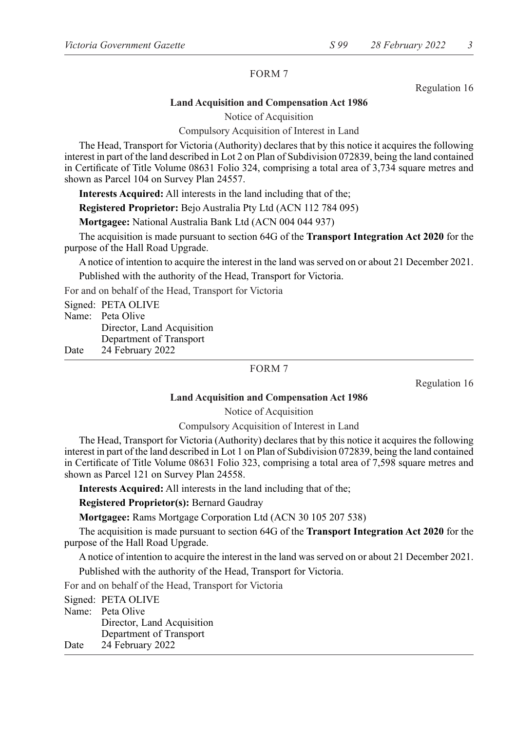FORM 7

Regulation 16

**Land Acquisition and Compensation Act 1986**

Notice of Acquisition

Compulsory Acquisition of Interest in Land

The Head, Transport for Victoria (Authority) declares that by this notice it acquires the following interest in part of the land described in Lot 2 on Plan of Subdivision 072839, being the land contained in Certificate of Title Volume 08631 Folio 324, comprising a total area of 3,734 square metres and shown as Parcel 104 on Survey Plan 24557.

**Interests Acquired:** All interests in the land including that of the;

**Registered Proprietor:** Bejo Australia Pty Ltd (ACN 112 784 095)

**Mortgagee:** National Australia Bank Ltd (ACN 004 044 937)

The acquisition is made pursuant to section 64G of the **Transport Integration Act 2020** for the purpose of the Hall Road Upgrade.

A notice of intention to acquire the interest in the land was served on or about 21 December 2021.

Published with the authority of the Head, Transport for Victoria.

For and on behalf of the Head, Transport for Victoria

Signed: PETA OLIVE
Name: Peta Olive
Director, Land Acquisition
Department of Transport
Date 24 February 2022

---

FORM 7

Regulation 16

**Land Acquisition and Compensation Act 1986**

Notice of Acquisition

Compulsory Acquisition of Interest in Land

The Head, Transport for Victoria (Authority) declares that by this notice it acquires the following interest in part of the land described in Lot 1 on Plan of Subdivision 072839, being the land contained in Certificate of Title Volume 08631 Folio 323, comprising a total area of 7,598 square metres and shown as Parcel 121 on Survey Plan 24558.

**Interests Acquired:** All interests in the land including that of the;

**Registered Proprietor(s):** Bernard Gaudray

**Mortgagee:** Rams Mortgage Corporation Ltd (ACN 30 105 207 538)

The acquisition is made pursuant to section 64G of the **Transport Integration Act 2020** for the purpose of the Hall Road Upgrade.

A notice of intention to acquire the interest in the land was served on or about 21 December 2021.

Published with the authority of the Head, Transport for Victoria.

For and on behalf of the Head, Transport for Victoria

Signed: PETA OLIVE
Name: Peta Olive
Director, Land Acquisition
Department of Transport
Date 24 February 2022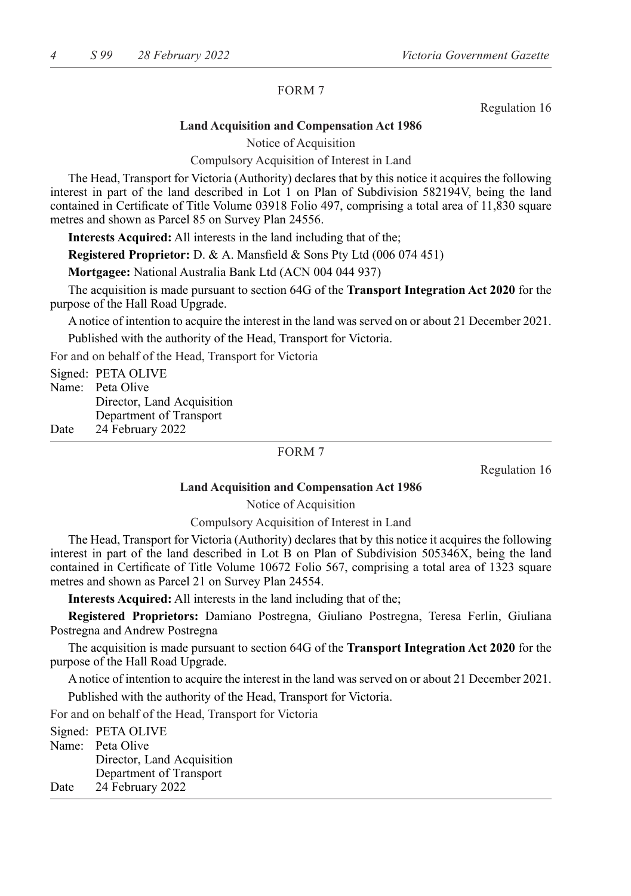FORM 7

Regulation 16

**Land Acquisition and Compensation Act 1986**

Notice of Acquisition

Compulsory Acquisition of Interest in Land

The Head, Transport for Victoria (Authority) declares that by this notice it acquires the following interest in part of the land described in Lot 1 on Plan of Subdivision 582194V, being the land contained in Certificate of Title Volume 03918 Folio 497, comprising a total area of 11,830 square metres and shown as Parcel 85 on Survey Plan 24556.

**Interests Acquired:** All interests in the land including that of the;

**Registered Proprietor:** D. & A. Mansfield & Sons Pty Ltd (006 074 451)

**Mortgagee:** National Australia Bank Ltd (ACN 004 044 937)

The acquisition is made pursuant to section 64G of the **Transport Integration Act 2020** for the purpose of the Hall Road Upgrade.

A notice of intention to acquire the interest in the land was served on or about 21 December 2021.

Published with the authority of the Head, Transport for Victoria.

For and on behalf of the Head, Transport for Victoria

Signed: PETA OLIVE
Name: Peta Olive
Director, Land Acquisition
Department of Transport
Date 24 February 2022

---

FORM 7

Regulation 16

**Land Acquisition and Compensation Act 1986**

Notice of Acquisition

Compulsory Acquisition of Interest in Land

The Head, Transport for Victoria (Authority) declares that by this notice it acquires the following interest in part of the land described in Lot B on Plan of Subdivision 505346X, being the land contained in Certificate of Title Volume 10672 Folio 567, comprising a total area of 1323 square metres and shown as Parcel 21 on Survey Plan 24554.

**Interests Acquired:** All interests in the land including that of the;

**Registered Proprietors:** Damiano Postregna, Giuliano Postregna, Teresa Ferlin, Giuliana Postregna and Andrew Postregna

The acquisition is made pursuant to section 64G of the **Transport Integration Act 2020** for the purpose of the Hall Road Upgrade.

A notice of intention to acquire the interest in the land was served on or about 21 December 2021.

Published with the authority of the Head, Transport for Victoria.

For and on behalf of the Head, Transport for Victoria

Signed: PETA OLIVE
Name: Peta Olive
Director, Land Acquisition
Department of Transport
Date 24 February 2022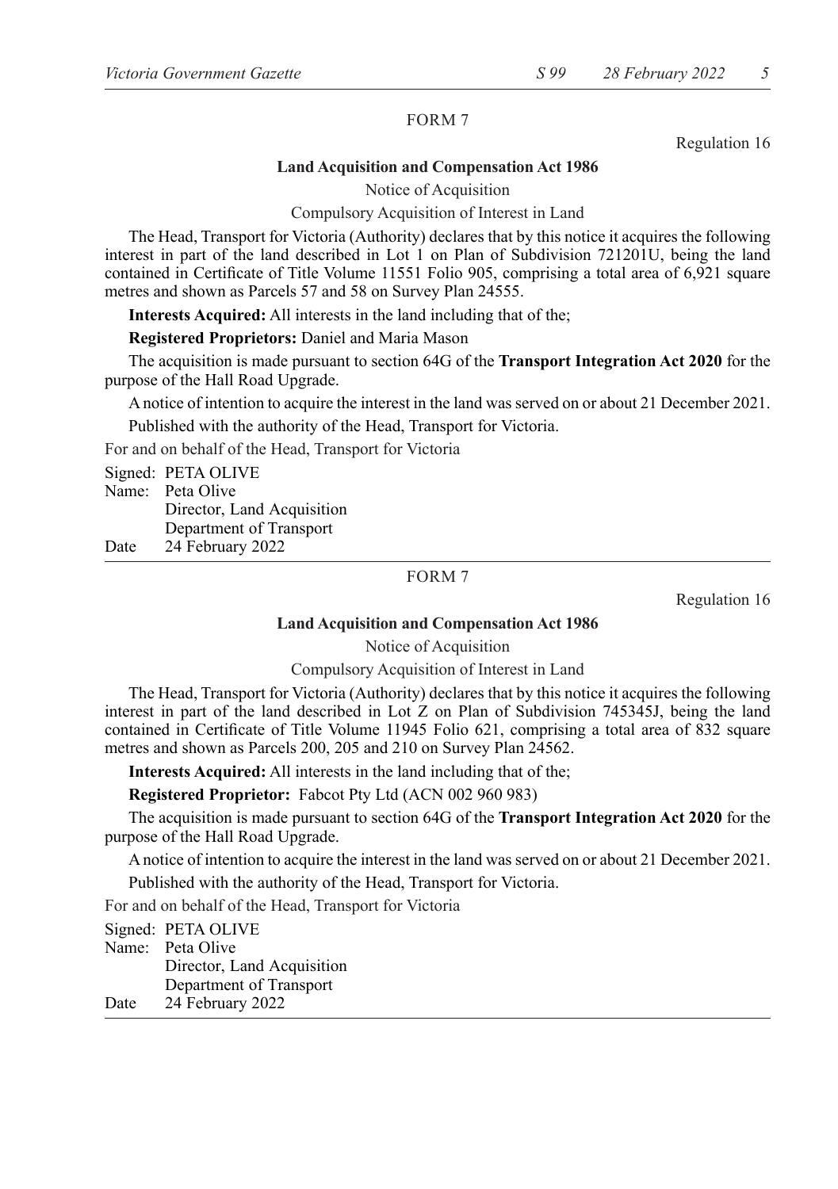FORM 7

Regulation 16

**Land Acquisition and Compensation Act 1986**

Notice of Acquisition

Compulsory Acquisition of Interest in Land

The Head, Transport for Victoria (Authority) declares that by this notice it acquires the following interest in part of the land described in Lot 1 on Plan of Subdivision 721201U, being the land contained in Certificate of Title Volume 11551 Folio 905, comprising a total area of 6,921 square metres and shown as Parcels 57 and 58 on Survey Plan 24555.

**Interests Acquired:** All interests in the land including that of the;

**Registered Proprietors:** Daniel and Maria Mason

The acquisition is made pursuant to section 64G of the **Transport Integration Act 2020** for the purpose of the Hall Road Upgrade.

A notice of intention to acquire the interest in the land was served on or about 21 December 2021.

Published with the authority of the Head, Transport for Victoria.

For and on behalf of the Head, Transport for Victoria

Signed: PETA OLIVE
Name: Peta Olive
Director, Land Acquisition
Department of Transport
Date 24 February 2022

---

FORM 7

Regulation 16

**Land Acquisition and Compensation Act 1986**

Notice of Acquisition

Compulsory Acquisition of Interest in Land

The Head, Transport for Victoria (Authority) declares that by this notice it acquires the following interest in part of the land described in Lot Z on Plan of Subdivision 745345J, being the land contained in Certificate of Title Volume 11945 Folio 621, comprising a total area of 832 square metres and shown as Parcels 200, 205 and 210 on Survey Plan 24562.

**Interests Acquired:** All interests in the land including that of the;

**Registered Proprietor:** Fabcot Pty Ltd (ACN 002 960 983)

The acquisition is made pursuant to section 64G of the **Transport Integration Act 2020** for the purpose of the Hall Road Upgrade.

A notice of intention to acquire the interest in the land was served on or about 21 December 2021.

Published with the authority of the Head, Transport for Victoria.

For and on behalf of the Head, Transport for Victoria

Signed: PETA OLIVE
Name: Peta Olive
Director, Land Acquisition
Department of Transport
Date 24 February 2022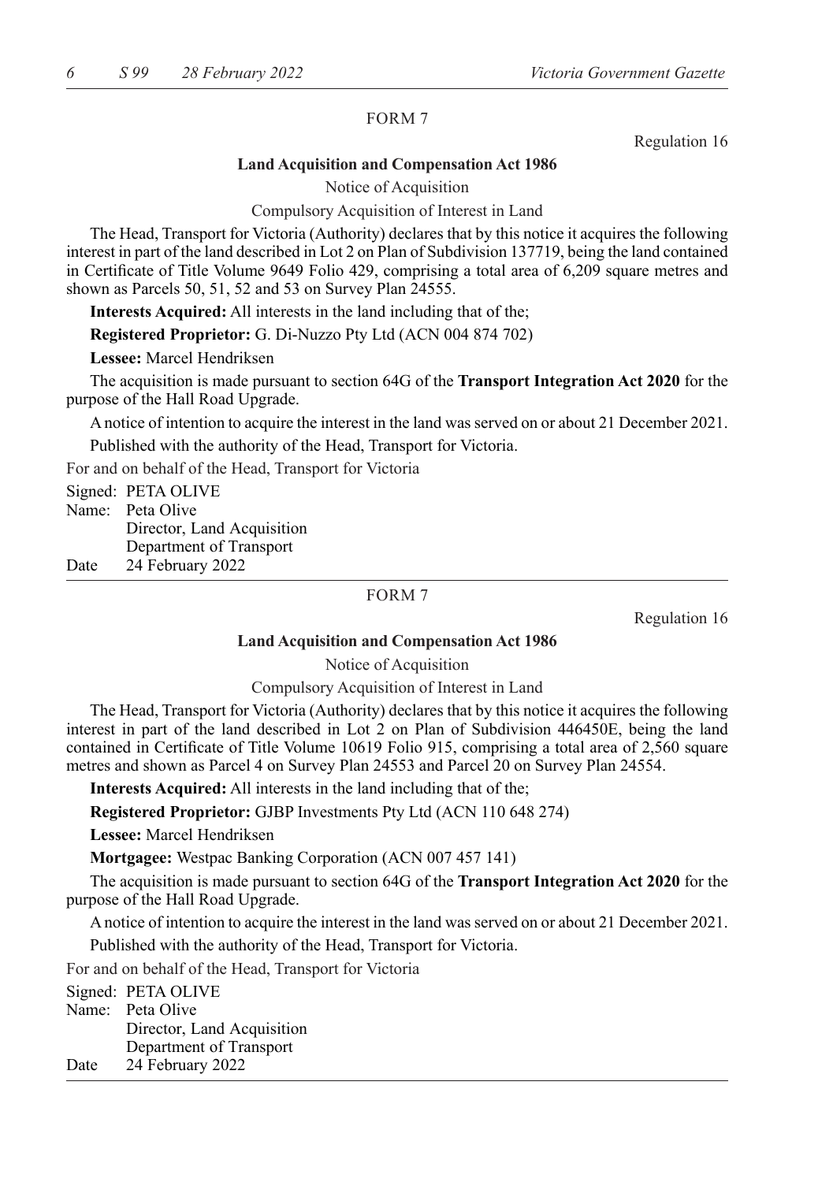FORM 7

Regulation 16

**Land Acquisition and Compensation Act 1986**

Notice of Acquisition

Compulsory Acquisition of Interest in Land

The Head, Transport for Victoria (Authority) declares that by this notice it acquires the following interest in part of the land described in Lot 2 on Plan of Subdivision 137719, being the land contained in Certificate of Title Volume 9649 Folio 429, comprising a total area of 6,209 square metres and shown as Parcels 50, 51, 52 and 53 on Survey Plan 24555.

**Interests Acquired:** All interests in the land including that of the;

**Registered Proprietor:** G. Di-Nuzzo Pty Ltd (ACN 004 874 702)

**Lessee:** Marcel Hendriksen

The acquisition is made pursuant to section 64G of the **Transport Integration Act 2020** for the purpose of the Hall Road Upgrade.

A notice of intention to acquire the interest in the land was served on or about 21 December 2021.

Published with the authority of the Head, Transport for Victoria.

For and on behalf of the Head, Transport for Victoria

Signed: PETA OLIVE
Name: Peta Olive
Director, Land Acquisition
Department of Transport
Date 24 February 2022

---

FORM 7

Regulation 16

**Land Acquisition and Compensation Act 1986**

Notice of Acquisition

Compulsory Acquisition of Interest in Land

The Head, Transport for Victoria (Authority) declares that by this notice it acquires the following interest in part of the land described in Lot 2 on Plan of Subdivision 446450E, being the land contained in Certificate of Title Volume 10619 Folio 915, comprising a total area of 2,560 square metres and shown as Parcel 4 on Survey Plan 24553 and Parcel 20 on Survey Plan 24554.

**Interests Acquired:** All interests in the land including that of the;

**Registered Proprietor:** GJBP Investments Pty Ltd (ACN 110 648 274)

**Lessee:** Marcel Hendriksen

**Mortgagee:** Westpac Banking Corporation (ACN 007 457 141)

The acquisition is made pursuant to section 64G of the **Transport Integration Act 2020** for the purpose of the Hall Road Upgrade.

A notice of intention to acquire the interest in the land was served on or about 21 December 2021.

Published with the authority of the Head, Transport for Victoria.

For and on behalf of the Head, Transport for Victoria

Signed: PETA OLIVE
Name: Peta Olive
Director, Land Acquisition
Department of Transport
Date 24 February 2022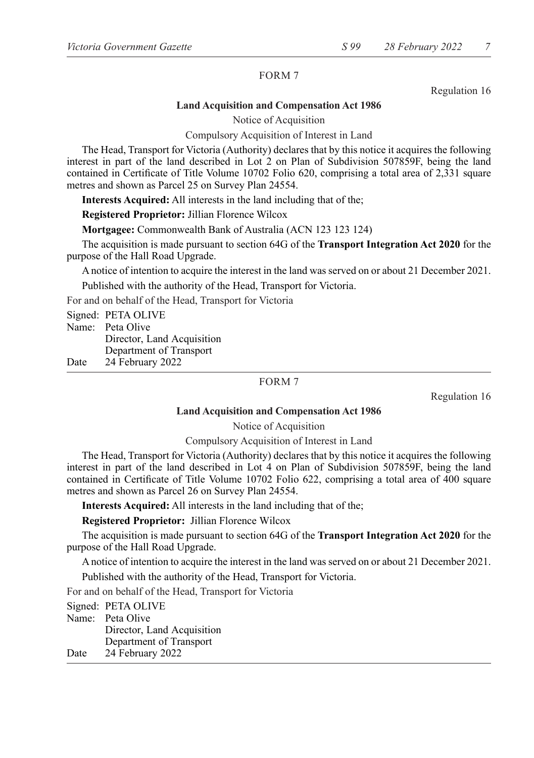FORM 7

Regulation 16

**Land Acquisition and Compensation Act 1986**

Notice of Acquisition

Compulsory Acquisition of Interest in Land

The Head, Transport for Victoria (Authority) declares that by this notice it acquires the following interest in part of the land described in Lot 2 on Plan of Subdivision 507859F, being the land contained in Certificate of Title Volume 10702 Folio 620, comprising a total area of 2,331 square metres and shown as Parcel 25 on Survey Plan 24554.

**Interests Acquired:** All interests in the land including that of the;

**Registered Proprietor:** Jillian Florence Wilcox

**Mortgagee:** Commonwealth Bank of Australia (ACN 123 123 124)

The acquisition is made pursuant to section 64G of the **Transport Integration Act 2020** for the purpose of the Hall Road Upgrade.

A notice of intention to acquire the interest in the land was served on or about 21 December 2021.

Published with the authority of the Head, Transport for Victoria.

For and on behalf of the Head, Transport for Victoria

Signed: PETA OLIVE
Name: Peta Olive
Director, Land Acquisition
Department of Transport
Date 24 February 2022

---

FORM 7

Regulation 16

**Land Acquisition and Compensation Act 1986**

Notice of Acquisition

Compulsory Acquisition of Interest in Land

The Head, Transport for Victoria (Authority) declares that by this notice it acquires the following interest in part of the land described in Lot 4 on Plan of Subdivision 507859F, being the land contained in Certificate of Title Volume 10702 Folio 622, comprising a total area of 400 square metres and shown as Parcel 26 on Survey Plan 24554.

**Interests Acquired:** All interests in the land including that of the;

**Registered Proprietor:** Jillian Florence Wilcox

The acquisition is made pursuant to section 64G of the **Transport Integration Act 2020** for the purpose of the Hall Road Upgrade.

A notice of intention to acquire the interest in the land was served on or about 21 December 2021.

Published with the authority of the Head, Transport for Victoria.

For and on behalf of the Head, Transport for Victoria

Signed: PETA OLIVE
Name: Peta Olive
Director, Land Acquisition
Department of Transport
Date 24 February 2022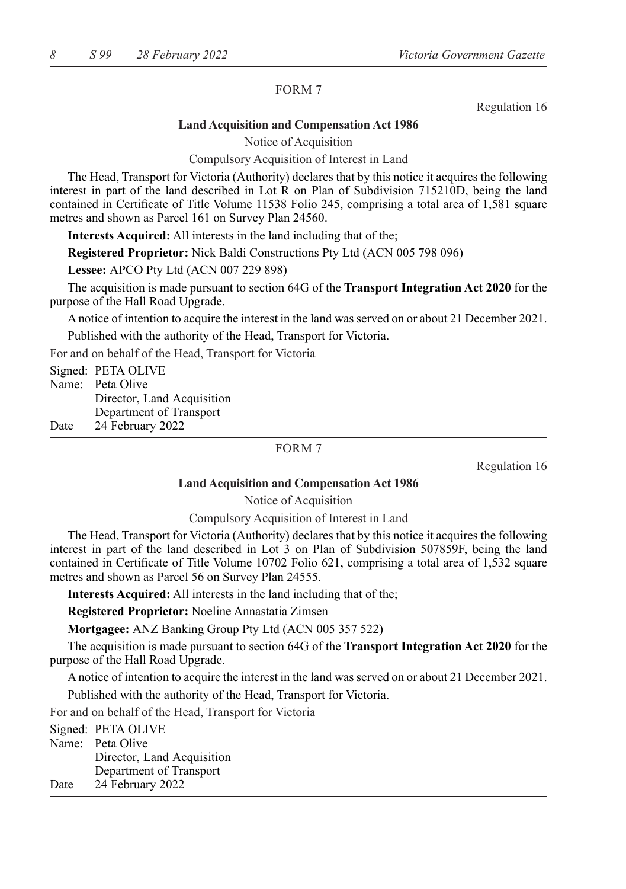FORM 7

Regulation 16

**Land Acquisition and Compensation Act 1986**

Notice of Acquisition

Compulsory Acquisition of Interest in Land

The Head, Transport for Victoria (Authority) declares that by this notice it acquires the following interest in part of the land described in Lot R on Plan of Subdivision 715210D, being the land contained in Certificate of Title Volume 11538 Folio 245, comprising a total area of 1,581 square metres and shown as Parcel 161 on Survey Plan 24560.

**Interests Acquired:** All interests in the land including that of the;

**Registered Proprietor:** Nick Baldi Constructions Pty Ltd (ACN 005 798 096)

**Lessee:** APCO Pty Ltd (ACN 007 229 898)

The acquisition is made pursuant to section 64G of the **Transport Integration Act 2020** for the purpose of the Hall Road Upgrade.

A notice of intention to acquire the interest in the land was served on or about 21 December 2021.

Published with the authority of the Head, Transport for Victoria.

For and on behalf of the Head, Transport for Victoria

Signed: PETA OLIVE
Name: Peta Olive
Director, Land Acquisition
Department of Transport
Date 24 February 2022

---

FORM 7

Regulation 16

**Land Acquisition and Compensation Act 1986**

Notice of Acquisition

Compulsory Acquisition of Interest in Land

The Head, Transport for Victoria (Authority) declares that by this notice it acquires the following interest in part of the land described in Lot 3 on Plan of Subdivision 507859F, being the land contained in Certificate of Title Volume 10702 Folio 621, comprising a total area of 1,532 square metres and shown as Parcel 56 on Survey Plan 24555.

**Interests Acquired:** All interests in the land including that of the;

**Registered Proprietor:** Noeline Annastatia Zimsen

**Mortgagee:** ANZ Banking Group Pty Ltd (ACN 005 357 522)

The acquisition is made pursuant to section 64G of the **Transport Integration Act 2020** for the purpose of the Hall Road Upgrade.

A notice of intention to acquire the interest in the land was served on or about 21 December 2021.

Published with the authority of the Head, Transport for Victoria.

For and on behalf of the Head, Transport for Victoria

Signed: PETA OLIVE
Name: Peta Olive
Director, Land Acquisition
Department of Transport
Date 24 February 2022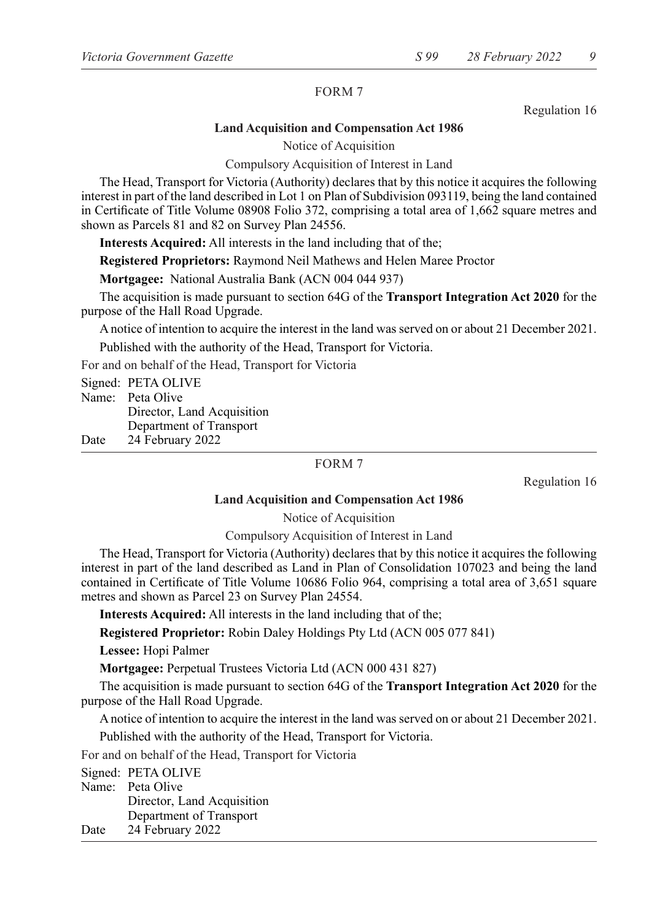FORM 7

Regulation 16

**Land Acquisition and Compensation Act 1986**

Notice of Acquisition

Compulsory Acquisition of Interest in Land

The Head, Transport for Victoria (Authority) declares that by this notice it acquires the following interest in part of the land described in Lot 1 on Plan of Subdivision 093119, being the land contained in Certificate of Title Volume 08908 Folio 372, comprising a total area of 1,662 square metres and shown as Parcels 81 and 82 on Survey Plan 24556.

**Interests Acquired:** All interests in the land including that of the;

**Registered Proprietors:** Raymond Neil Mathews and Helen Maree Proctor

**Mortgagee:** National Australia Bank (ACN 004 044 937)

The acquisition is made pursuant to section 64G of the **Transport Integration Act 2020** for the purpose of the Hall Road Upgrade.

A notice of intention to acquire the interest in the land was served on or about 21 December 2021.

Published with the authority of the Head, Transport for Victoria.

For and on behalf of the Head, Transport for Victoria

Signed: PETA OLIVE
Name: Peta Olive
Director, Land Acquisition
Department of Transport
Date 24 February 2022

---

FORM 7

Regulation 16

**Land Acquisition and Compensation Act 1986**

Notice of Acquisition

Compulsory Acquisition of Interest in Land

The Head, Transport for Victoria (Authority) declares that by this notice it acquires the following interest in part of the land described as Land in Plan of Consolidation 107023 and being the land contained in Certificate of Title Volume 10686 Folio 964, comprising a total area of 3,651 square metres and shown as Parcel 23 on Survey Plan 24554.

**Interests Acquired:** All interests in the land including that of the;

**Registered Proprietor:** Robin Daley Holdings Pty Ltd (ACN 005 077 841)

**Lessee:** Hopi Palmer

**Mortgagee:** Perpetual Trustees Victoria Ltd (ACN 000 431 827)

The acquisition is made pursuant to section 64G of the **Transport Integration Act 2020** for the purpose of the Hall Road Upgrade.

A notice of intention to acquire the interest in the land was served on or about 21 December 2021.

Published with the authority of the Head, Transport for Victoria.

For and on behalf of the Head, Transport for Victoria

Signed: PETA OLIVE
Name: Peta Olive
Director, Land Acquisition
Department of Transport
Date 24 February 2022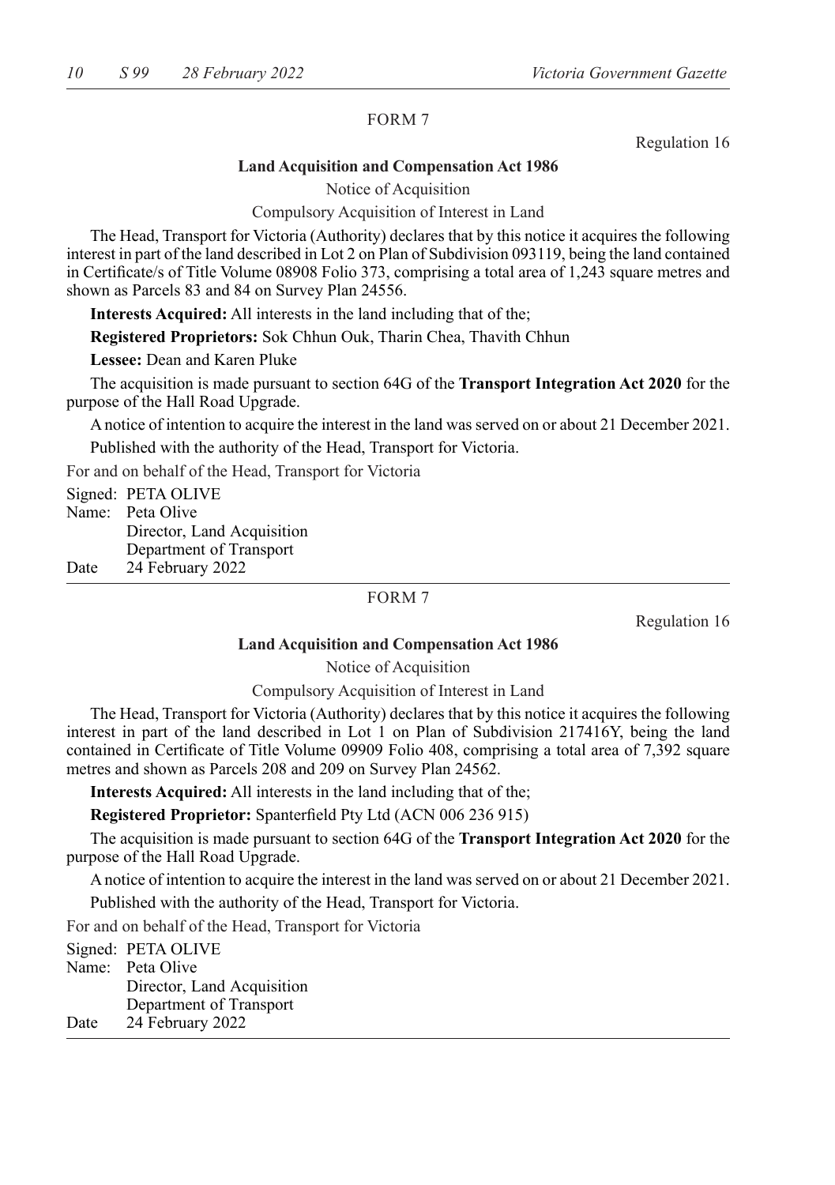FORM 7

Regulation 16

**Land Acquisition and Compensation Act 1986**

Notice of Acquisition

Compulsory Acquisition of Interest in Land

The Head, Transport for Victoria (Authority) declares that by this notice it acquires the following interest in part of the land described in Lot 2 on Plan of Subdivision 093119, being the land contained in Certificate/s of Title Volume 08908 Folio 373, comprising a total area of 1,243 square metres and shown as Parcels 83 and 84 on Survey Plan 24556.

**Interests Acquired:** All interests in the land including that of the;

**Registered Proprietors:** Sok Chhun Ouk, Tharin Chea, Thavith Chhun

**Lessee:** Dean and Karen Pluke

The acquisition is made pursuant to section 64G of the **Transport Integration Act 2020** for the purpose of the Hall Road Upgrade.

A notice of intention to acquire the interest in the land was served on or about 21 December 2021.

Published with the authority of the Head, Transport for Victoria.

For and on behalf of the Head, Transport for Victoria

Signed: PETA OLIVE
Name: Peta Olive
Director, Land Acquisition
Department of Transport
Date 24 February 2022

---

FORM 7

Regulation 16

**Land Acquisition and Compensation Act 1986**

Notice of Acquisition

Compulsory Acquisition of Interest in Land

The Head, Transport for Victoria (Authority) declares that by this notice it acquires the following interest in part of the land described in Lot 1 on Plan of Subdivision 217416Y, being the land contained in Certificate of Title Volume 09909 Folio 408, comprising a total area of 7,392 square metres and shown as Parcels 208 and 209 on Survey Plan 24562.

**Interests Acquired:** All interests in the land including that of the;

**Registered Proprietor:** Spanterfield Pty Ltd (ACN 006 236 915)

The acquisition is made pursuant to section 64G of the **Transport Integration Act 2020** for the purpose of the Hall Road Upgrade.

A notice of intention to acquire the interest in the land was served on or about 21 December 2021.

Published with the authority of the Head, Transport for Victoria.

For and on behalf of the Head, Transport for Victoria

Signed: PETA OLIVE
Name: Peta Olive
Director, Land Acquisition
Department of Transport
Date 24 February 2022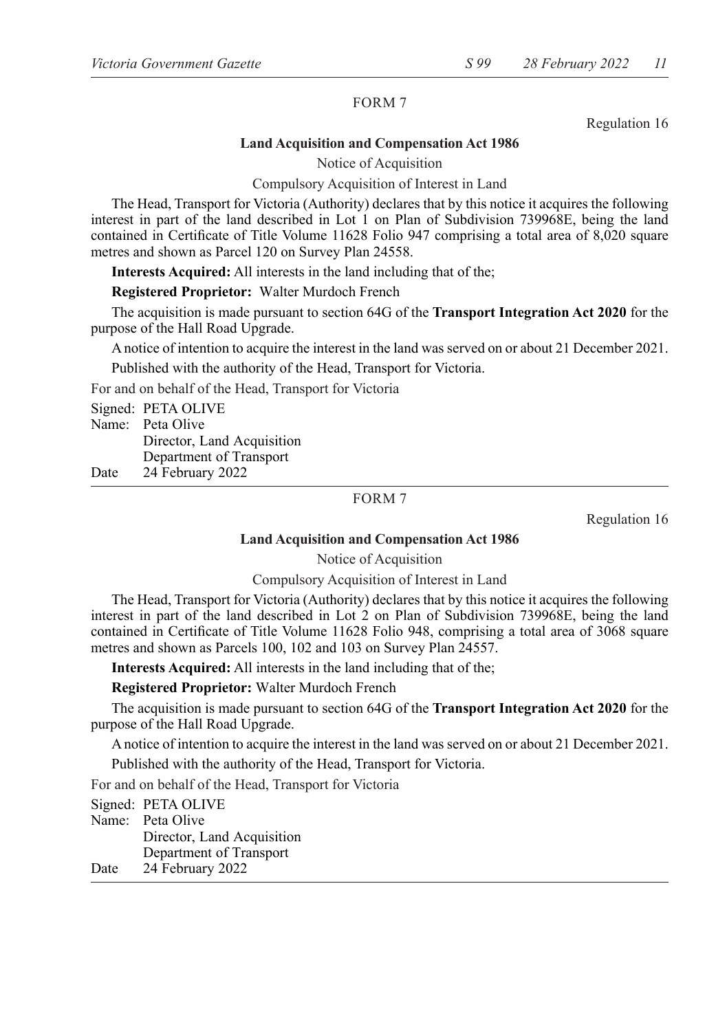FORM 7

Regulation 16

**Land Acquisition and Compensation Act 1986**

Notice of Acquisition

Compulsory Acquisition of Interest in Land

The Head, Transport for Victoria (Authority) declares that by this notice it acquires the following interest in part of the land described in Lot 1 on Plan of Subdivision 739968E, being the land contained in Certificate of Title Volume 11628 Folio 947 comprising a total area of 8,020 square metres and shown as Parcel 120 on Survey Plan 24558.

**Interests Acquired:** All interests in the land including that of the;

**Registered Proprietor:** Walter Murdoch French

The acquisition is made pursuant to section 64G of the **Transport Integration Act 2020** for the purpose of the Hall Road Upgrade.

A notice of intention to acquire the interest in the land was served on or about 21 December 2021.

Published with the authority of the Head, Transport for Victoria.

For and on behalf of the Head, Transport for Victoria

Signed: PETA OLIVE
Name: Peta Olive
Director, Land Acquisition
Department of Transport
Date 24 February 2022

---

FORM 7

Regulation 16

**Land Acquisition and Compensation Act 1986**

Notice of Acquisition

Compulsory Acquisition of Interest in Land

The Head, Transport for Victoria (Authority) declares that by this notice it acquires the following interest in part of the land described in Lot 2 on Plan of Subdivision 739968E, being the land contained in Certificate of Title Volume 11628 Folio 948, comprising a total area of 3068 square metres and shown as Parcels 100, 102 and 103 on Survey Plan 24557.

**Interests Acquired:** All interests in the land including that of the;

**Registered Proprietor:** Walter Murdoch French

The acquisition is made pursuant to section 64G of the **Transport Integration Act 2020** for the purpose of the Hall Road Upgrade.

A notice of intention to acquire the interest in the land was served on or about 21 December 2021.

Published with the authority of the Head, Transport for Victoria.

For and on behalf of the Head, Transport for Victoria

Signed: PETA OLIVE
Name: Peta Olive
Director, Land Acquisition
Department of Transport
Date 24 February 2022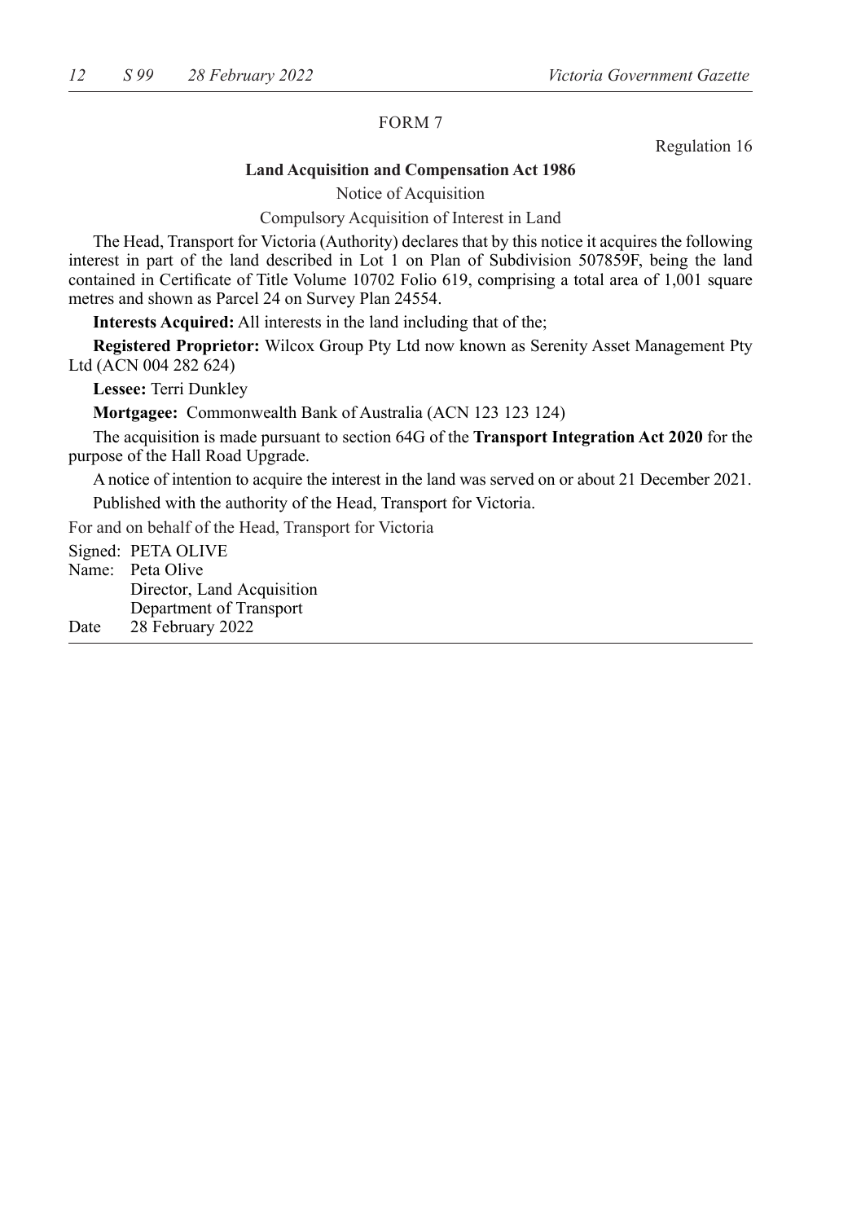FORM 7

Regulation 16

**Land Acquisition and Compensation Act 1986**

Notice of Acquisition

Compulsory Acquisition of Interest in Land

The Head, Transport for Victoria (Authority) declares that by this notice it acquires the following interest in part of the land described in Lot 1 on Plan of Subdivision 507859F, being the land contained in Certificate of Title Volume 10702 Folio 619, comprising a total area of 1,001 square metres and shown as Parcel 24 on Survey Plan 24554.

**Interests Acquired:** All interests in the land including that of the;

**Registered Proprietor:** Wilcox Group Pty Ltd now known as Serenity Asset Management Pty Ltd (ACN 004 282 624)

**Lessee:** Terri Dunkley

**Mortgagee:** Commonwealth Bank of Australia (ACN 123 123 124)

The acquisition is made pursuant to section 64G of the **Transport Integration Act 2020** for the purpose of the Hall Road Upgrade.

A notice of intention to acquire the interest in the land was served on or about 21 December 2021.

Published with the authority of the Head, Transport for Victoria.

For and on behalf of the Head, Transport for Victoria

Signed: PETA OLIVE
Name: Peta Olive
Director, Land Acquisition
Department of Transport
Date 28 February 2022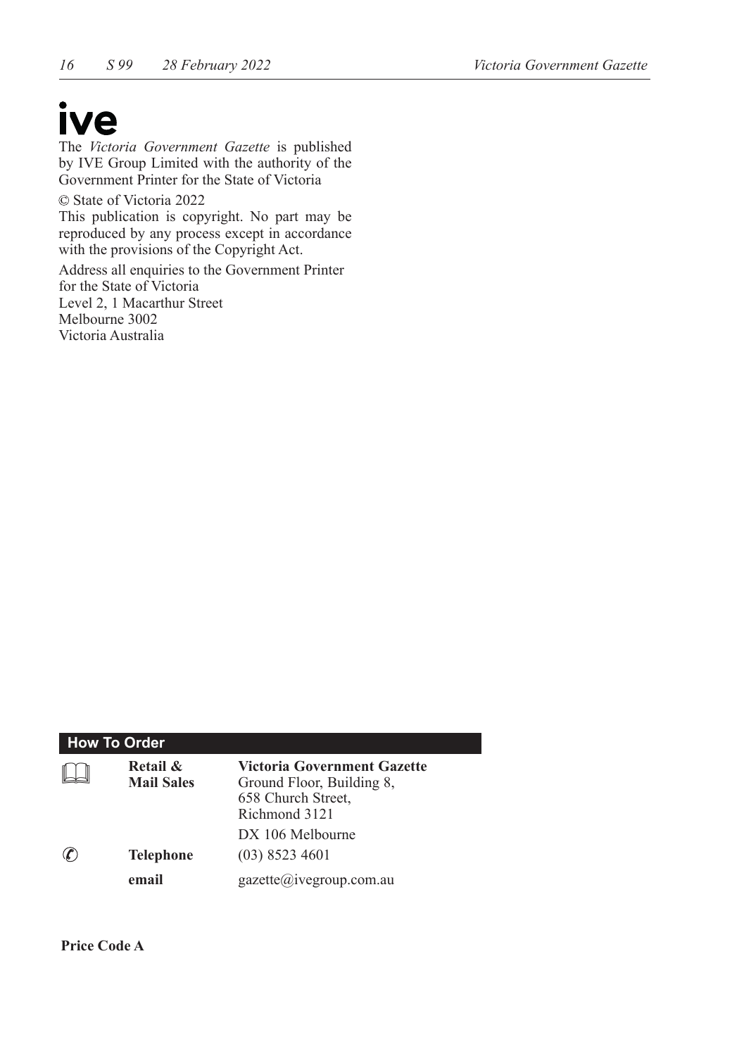**ive**

The *Victoria Government Gazette* is published by IVE Group Limited with the authority of the Government Printer for the State of Victoria

© State of Victoria 2022

This publication is copyright. No part may be reproduced by any process except in accordance with the provisions of the Copyright Act.

Address all enquiries to the Government Printer for the State of Victoria
Level 2, 1 Macarthur Street
Melbourne 3002
Victoria Australia

## How To Order

| | | |
|---|---|---|
| | **Retail & Mail Sales** | **Victoria Government Gazette**<br>Ground Floor, Building 8,<br>658 Church Street,<br>Richmond 3121<br>DX 106 Melbourne |
| | **Telephone** | (03) 8523 4601 |
| | **email** | gazette@ivegroup.com.au |

**Price Code A**